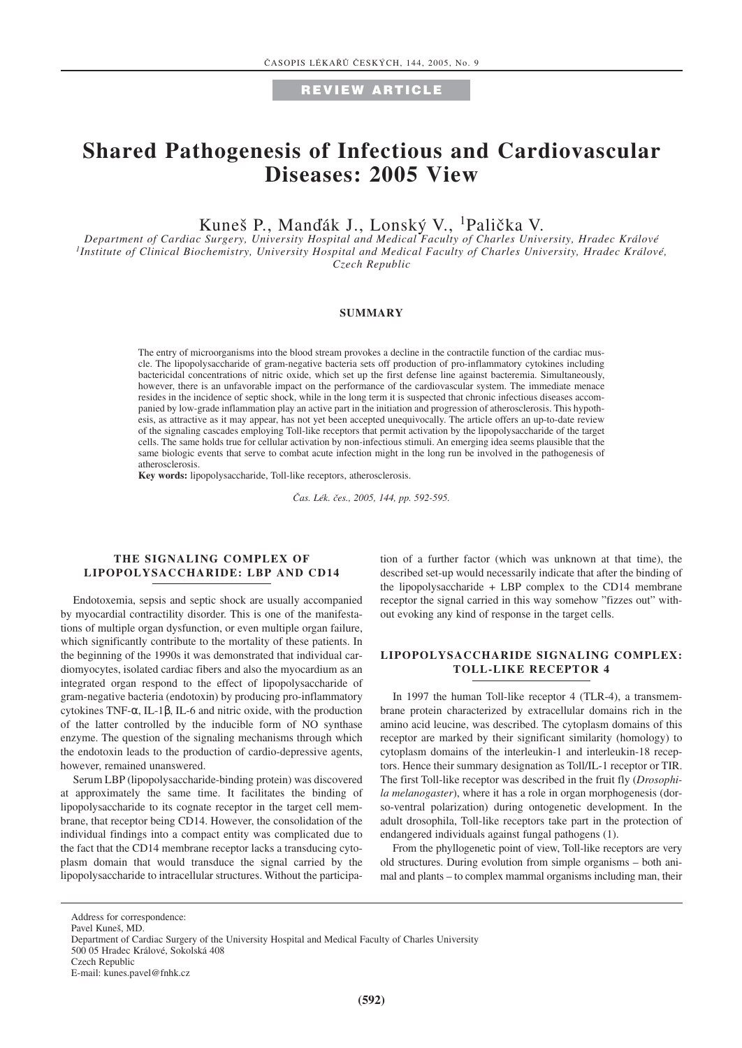REVIEW ARTICLE

# Shared Pathogenesis of Infectious and Cardiovascular Diseases: 2005 View

Kuneš P., Manďák J., Lonský V., [1]Palička V.

*Department of Cardiac Surgery, University Hospital and Medical Faculty of Charles University, Hradec Králové*
*[1]Institute of Clinical Biochemistry, University Hospital and Medical Faculty of Charles University, Hradec Králové, Czech Republic*

### SUMMARY

The entry of microorganisms into the blood stream provokes a decline in the contractile function of the cardiac muscle. The lipopolysaccharide of gram-negative bacteria sets off production of pro-inflammatory cytokines including bactericidal concentrations of nitric oxide, which set up the first defense line against bacteremia. Simultaneously, however, there is an unfavorable impact on the performance of the cardiovascular system. The immediate menace resides in the incidence of septic shock, while in the long term it is suspected that chronic infectious diseases accompanied by low-grade inflammation play an active part in the initiation and progression of atherosclerosis. This hypothesis, as attractive as it may appear, has not yet been accepted unequivocally. The article offers an up-to-date review of the signaling cascades employing Toll-like receptors that permit activation by the lipopolysaccharide of the target cells. The same holds true for cellular activation by non-infectious stimuli. An emerging idea seems plausible that the same biologic events that serve to combat acute infection might in the long run be involved in the pathogenesis of atherosclerosis.

**Key words:** lipopolysaccharide, Toll-like receptors, atherosclerosis.

*Čas. Lék. čes., 2005, 144, pp. 592-595.*

## THE SIGNALING COMPLEX OF LIPOPOLYSACCHARIDE: LBP AND CD14

Endotoxemia, sepsis and septic shock are usually accompanied by myocardial contractility disorder. This is one of the manifestations of multiple organ dysfunction, or even multiple organ failure, which significantly contribute to the mortality of these patients. In the beginning of the 1990s it was demonstrated that individual cardiomyocytes, isolated cardiac fibers and also the myocardium as an integrated organ respond to the effect of lipopolysaccharide of gram-negative bacteria (endotoxin) by producing pro-inflammatory cytokines TNF-α, IL-1β, IL-6 and nitric oxide, with the production of the latter controlled by the inducible form of NO synthase enzyme. The question of the signaling mechanisms through which the endotoxin leads to the production of cardio-depressive agents, however, remained unanswered.

Serum LBP (lipopolysaccharide-binding protein) was discovered at approximately the same time. It facilitates the binding of lipopolysaccharide to its cognate receptor in the target cell membrane, that receptor being CD14. However, the consolidation of the individual findings into a compact entity was complicated due to the fact that the CD14 membrane receptor lacks a transducing cytoplasm domain that would transduce the signal carried by the lipopolysaccharide to intracellular structures. Without the participation of a further factor (which was unknown at that time), the described set-up would necessarily indicate that after the binding of the lipopolysaccharide + LBP complex to the CD14 membrane receptor the signal carried in this way somehow "fizzes out" without evoking any kind of response in the target cells.

## LIPOPOLYSACCHARIDE SIGNALING COMPLEX: TOLL-LIKE RECEPTOR 4

In 1997 the human Toll-like receptor 4 (TLR-4), a transmembrane protein characterized by extracellular domains rich in the amino acid leucine, was described. The cytoplasm domains of this receptor are marked by their significant similarity (homology) to cytoplasm domains of the interleukin-1 and interleukin-18 receptors. Hence their summary designation as Toll/IL-1 receptor or TIR. The first Toll-like receptor was described in the fruit fly (*Drosophila melanogaster*), where it has a role in organ morphogenesis (dorso-ventral polarization) during ontogenetic development. In the adult drosophila, Toll-like receptors take part in the protection of endangered individuals against fungal pathogens (1).

From the phyllogenetic point of view, Toll-like receptors are very old structures. During evolution from simple organisms – both animal and plants – to complex mammal organisms including man, their

Address for correspondence:
Pavel Kuneš, MD.
Department of Cardiac Surgery of the University Hospital and Medical Faculty of Charles University
500 05 Hradec Králové, Sokolská 408
Czech Republic
E-mail: kunes.pavel@fnhk.cz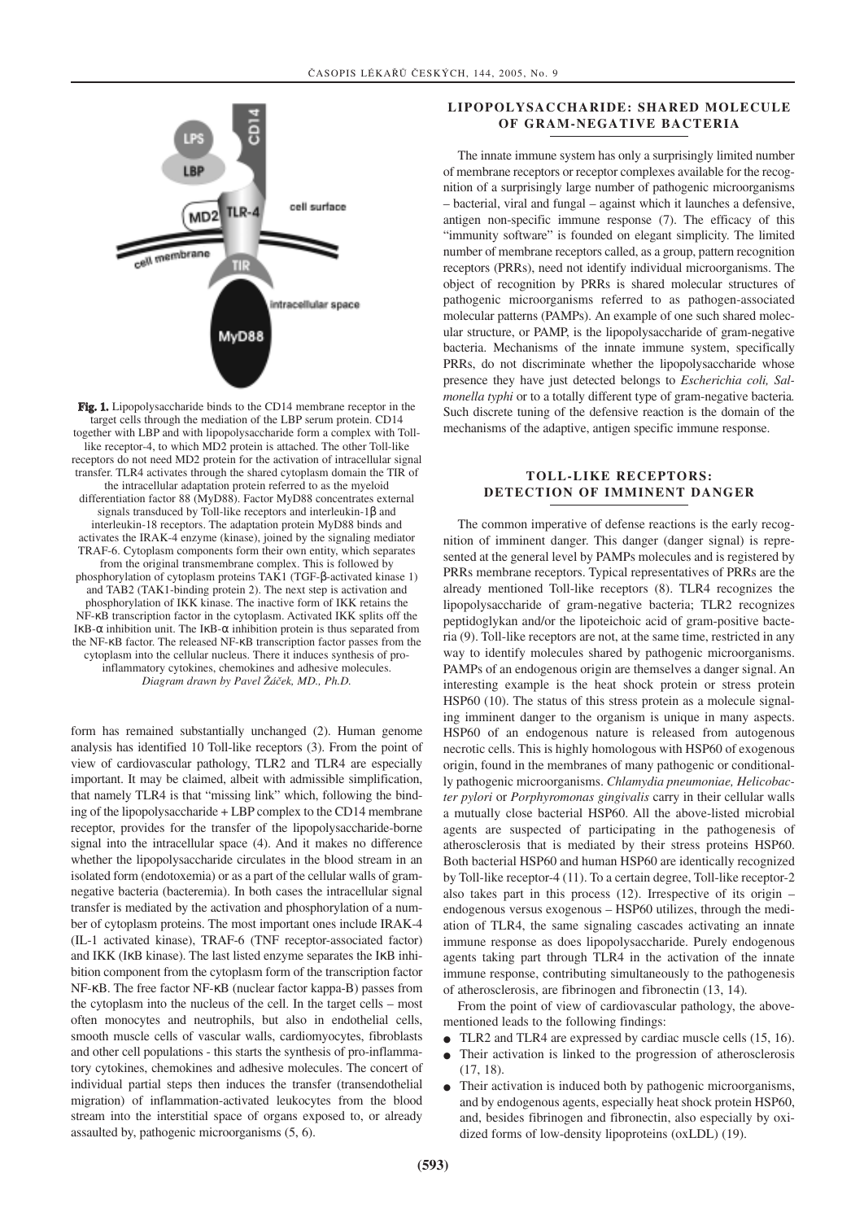**Fig. 1.** Lipopolysaccharide binds to the CD14 membrane receptor in the target cells through the mediation of the LBP serum protein. CD14 together with LBP and with lipopolysaccharide form a complex with Toll-like receptor-4, to which MD2 protein is attached. The other Toll-like receptors do not need MD2 protein for the activation of intracellular signal transfer. TLR4 activates through the shared cytoplasm domain the TIR of the intracellular adaptation protein referred to as the myeloid differentiation factor 88 (MyD88). Factor MyD88 concentrates external signals transduced by Toll-like receptors and interleukin-1β and interleukin-18 receptors. The adaptation protein MyD88 binds and activates the IRAK-4 enzyme (kinase), joined by the signaling mediator TRAF-6. Cytoplasm components form their own entity, which separates from the original transmembrane complex. This is followed by phosphorylation of cytoplasm proteins TAK1 (TGF-β-activated kinase 1) and TAB2 (TAK1-binding protein 2). The next step is activation and phosphorylation of IKK kinase. The inactive form of IKK retains the NF-κB transcription factor in the cytoplasm. Activated IKK splits off the IκB-α inhibition unit. The IκB-α inhibition protein is thus separated from the NF-κB factor. The released NF-κB transcription factor passes from the cytoplasm into the cellular nucleus. There it induces synthesis of pro-inflammatory cytokines, chemokines and adhesive molecules.
*Diagram drawn by Pavel Žáček, MD., Ph.D.*

form has remained substantially unchanged (2). Human genome analysis has identified 10 Toll-like receptors (3). From the point of view of cardiovascular pathology, TLR2 and TLR4 are especially important. It may be claimed, albeit with admissible simplification, that namely TLR4 is that "missing link" which, following the binding of the lipopolysaccharide + LBP complex to the CD14 membrane receptor, provides for the transfer of the lipopolysaccharide-borne signal into the intracellular space (4). And it makes no difference whether the lipopolysaccharide circulates in the blood stream in an isolated form (endotoxemia) or as a part of the cellular walls of gram-negative bacteria (bacteremia). In both cases the intracellular signal transfer is mediated by the activation and phosphorylation of a number of cytoplasm proteins. The most important ones include IRAK-4 (IL-1 activated kinase), TRAF-6 (TNF receptor-associated factor) and IKK (IκB kinase). The last listed enzyme separates the IκB inhibition component from the cytoplasm form of the transcription factor NF-κB. The free factor NF-κB (nuclear factor kappa-B) passes from the cytoplasm into the nucleus of the cell. In the target cells – most often monocytes and neutrophils, but also in endothelial cells, smooth muscle cells of vascular walls, cardiomyocytes, fibroblasts and other cell populations - this starts the synthesis of pro-inflammatory cytokines, chemokines and adhesive molecules. The concert of individual partial steps then induces the transfer (transendothelial migration) of inflammation-activated leukocytes from the blood stream into the interstitial space of organs exposed to, or already assaulted by, pathogenic microorganisms (5, 6).

## LIPOPOLYSACCHARIDE: SHARED MOLECULE OF GRAM-NEGATIVE BACTERIA

The innate immune system has only a surprisingly limited number of membrane receptors or receptor complexes available for the recognition of a surprisingly large number of pathogenic microorganisms – bacterial, viral and fungal – against which it launches a defensive, antigen non-specific immune response (7). The efficacy of this "immunity software" is founded on elegant simplicity. The limited number of membrane receptors called, as a group, pattern recognition receptors (PRRs), need not identify individual microorganisms. The object of recognition by PRRs is shared molecular structures of pathogenic microorganisms referred to as pathogen-associated molecular patterns (PAMPs). An example of one such shared molecular structure, or PAMP, is the lipopolysaccharide of gram-negative bacteria. Mechanisms of the innate immune system, specifically PRRs, do not discriminate whether the lipopolysaccharide whose presence they have just detected belongs to *Escherichia coli, Salmonella typhi* or to a totally different type of gram-negative bacteria. Such discrete tuning of the defensive reaction is the domain of the mechanisms of the adaptive, antigen specific immune response.

## TOLL-LIKE RECEPTORS: DETECTION OF IMMINENT DANGER

The common imperative of defense reactions is the early recognition of imminent danger. This danger (danger signal) is represented at the general level by PAMPs molecules and is registered by PRRs membrane receptors. Typical representatives of PRRs are the already mentioned Toll-like receptors (8). TLR4 recognizes the lipopolysaccharide of gram-negative bacteria; TLR2 recognizes peptidoglykan and/or the lipoteichoic acid of gram-positive bacteria (9). Toll-like receptors are not, at the same time, restricted in any way to identify molecules shared by pathogenic microorganisms. PAMPs of an endogenous origin are themselves a danger signal. An interesting example is the heat shock protein or stress protein HSP60 (10). The status of this stress protein as a molecule signaling imminent danger to the organism is unique in many aspects. HSP60 of an endogenous nature is released from autogenous necrotic cells. This is highly homologous with HSP60 of exogenous origin, found in the membranes of many pathogenic or conditionally pathogenic microorganisms. *Chlamydia pneumoniae, Helicobacter pylori* or *Porphyromonas gingivalis* carry in their cellular walls a mutually close bacterial HSP60. All the above-listed microbial agents are suspected of participating in the pathogenesis of atherosclerosis that is mediated by their stress proteins HSP60. Both bacterial HSP60 and human HSP60 are identically recognized by Toll-like receptor-4 (11). To a certain degree, Toll-like receptor-2 also takes part in this process (12). Irrespective of its origin – endogenous versus exogenous – HSP60 utilizes, through the mediation of TLR4, the same signaling cascades activating an innate immune response as does lipopolysaccharide. Purely endogenous agents taking part through TLR4 in the activation of the innate immune response, contributing simultaneously to the pathogenesis of atherosclerosis, are fibrinogen and fibronectin (13, 14).

From the point of view of cardiovascular pathology, the above-mentioned leads to the following findings:

- TLR2 and TLR4 are expressed by cardiac muscle cells (15, 16).
- Their activation is linked to the progression of atherosclerosis (17, 18).
- Their activation is induced both by pathogenic microorganisms, and by endogenous agents, especially heat shock protein HSP60, and, besides fibrinogen and fibronectin, also especially by oxidized forms of low-density lipoproteins (oxLDL) (19).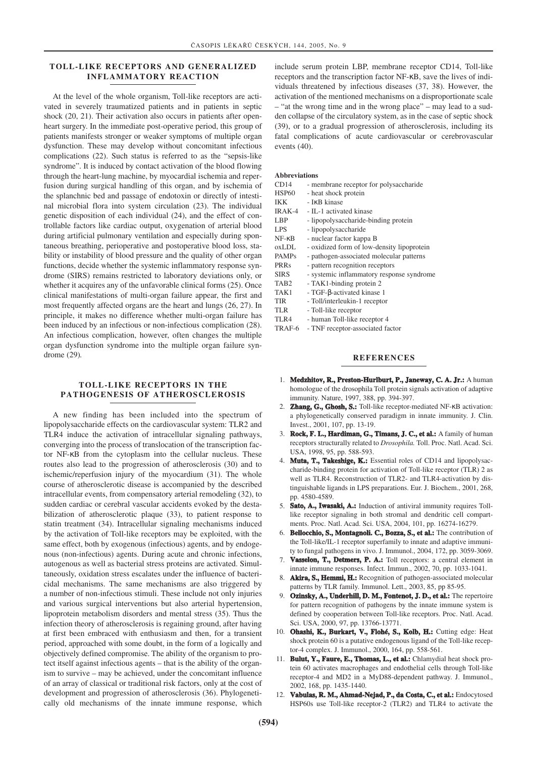## TOLL-LIKE RECEPTORS AND GENERALIZED INFLAMMATORY REACTION

At the level of the whole organism, Toll-like receptors are activated in severely traumatized patients and in patients in septic shock (20, 21). Their activation also occurs in patients after open-heart surgery. In the immediate post-operative period, this group of patients manifests stronger or weaker symptoms of multiple organ dysfunction. These may develop without concomitant infectious complications (22). Such status is referred to as the "sepsis-like syndrome". It is induced by contact activation of the blood flowing through the heart-lung machine, by myocardial ischemia and reperfusion during surgical handling of this organ, and by ischemia of the splanchnic bed and passage of endotoxin or directly of intestinal microbial flora into system circulation (23). The individual genetic disposition of each individual (24), and the effect of controllable factors like cardiac output, oxygenation of arterial blood during artificial pulmonary ventilation and especially during spontaneous breathing, perioperative and postoperative blood loss, stability or instability of blood pressure and the quality of other organ functions, decide whether the systemic inflammatory response syndrome (SIRS) remains restricted to laboratory deviations only, or whether it acquires any of the unfavorable clinical forms (25). Once clinical manifestations of multi-organ failure appear, the first and most frequently affected organs are the heart and lungs (26, 27). In principle, it makes no difference whether multi-organ failure has been induced by an infectious or non-infectious complication (28). An infectious complication, however, often changes the multiple organ dysfunction syndrome into the multiple organ failure syndrome (29).

## TOLL-LIKE RECEPTORS IN THE PATHOGENESIS OF ATHEROSCLEROSIS

A new finding has been included into the spectrum of lipopolysaccharide effects on the cardiovascular system: TLR2 and TLR4 induce the activation of intracellular signaling pathways, converging into the process of translocation of the transcription factor NF-κB from the cytoplasm into the cellular nucleus. These routes also lead to the progression of atherosclerosis (30) and to ischemic/reperfusion injury of the myocardium (31). The whole course of atherosclerotic disease is accompanied by the described intracellular events, from compensatory arterial remodeling (32), to sudden cardiac or cerebral vascular accidents evoked by the destabilization of atherosclerotic plaque (33), to patient response to statin treatment (34). Intracellular signaling mechanisms induced by the activation of Toll-like receptors may be exploited, with the same effect, both by exogenous (infectious) agents, and by endogenous (non-infectious) agents. During acute and chronic infections, autogenous as well as bacterial stress proteins are activated. Simultaneously, oxidation stress escalates under the influence of bactericidal mechanisms. The same mechanisms are also triggered by a number of non-infectious stimuli. These include not only injuries and various surgical interventions but also arterial hypertension, lipoprotein metabolism disorders and mental stress (35). Thus the infection theory of atherosclerosis is regaining ground, after having at first been embraced with enthusiasm and then, for a transient period, approached with some doubt, in the form of a logically and objectively defined compromise. The ability of the organism to protect itself against infectious agents – that is the ability of the organism to survive – may be achieved, under the concomitant influence of an array of classical or traditional risk factors, only at the cost of development and progression of atherosclerosis (36). Phylogenetically old mechanisms of the innate immune response, which include serum protein LBP, membrane receptor CD14, Toll-like receptors and the transcription factor NF-κB, save the lives of individuals threatened by infectious diseases (37, 38). However, the activation of the mentioned mechanisms on a disproportionate scale – "at the wrong time and in the wrong place" – may lead to a sudden collapse of the circulatory system, as in the case of septic shock (39), or to a gradual progression of atherosclerosis, including its fatal complications of acute cardiovascular or cerebrovascular events (40).

**Abbreviations**

- CD14 - membrane receptor for polysaccharide
- HSP60 - heat shock protein
- IKK - IκB kinase
- IRAK-4 - IL-1 activated kinase
- LBP - lipopolysaccharide-binding protein
- LPS - lipopolysaccharide
- NF-κB - nuclear factor kappa B
- oxLDL - oxidized form of low-density lipoprotein
- PAMPs - pathogen-associated molecular patterns
- PRRs - pattern recognition receptors
- SIRS - systemic inflammatory response syndrome
- TAB2 - TAK1-binding protein 2
- TAK1 - TGF-β-activated kinase 1
- TIR - Toll/interleukin-1 receptor
- TLR - Toll-like receptor
- TLR4 - human Toll-like receptor 4
- TRAF-6 - TNF receptor-associated factor

## REFERENCES

1. **Medzhitov, R., Preston-Hurlburt, P., Janeway, C. A. Jr.:** A human homologue of the drosophila Toll protein signals activation of adaptive immunity. Nature, 1997, 388, pp. 394-397.
2. **Zhang, G., Ghosh, S.:** Toll-like receptor-mediated NF-κB activation: a phylogenetically conserved paradigm in innate immunity. J. Clin. Invest., 2001, 107, pp. 13-19.
3. **Rock, F. L., Hardiman, G., Timans, J. C., et al.:** A family of human receptors structurally related to *Drosophila.* Toll. Proc. Natl. Acad. Sci. USA, 1998, 95, pp. 588-593.
4. **Muta, T., Takeshige, K.:** Essential roles of CD14 and lipopolysaccharide-binding protein for activation of Toll-like receptor (TLR) 2 as well as TLR4. Reconstruction of TLR2- and TLR4-activation by distinguishable ligands in LPS preparations. Eur. J. Biochem., 2001, 268, pp. 4580-4589.
5. **Sato, A., Iwasaki, A.:** Induction of antiviral immunity requires Toll-like receptor signaling in both stromal and dendritic cell compartments. Proc. Natl. Acad. Sci. USA, 2004, 101, pp. 16274-16279.
6. **Bellocchio, S., Montagnoli. C., Bozza, S., et al.:** The contribution of the Toll-like/IL-1 receptor superfamily to innate and adaptive immunity to fungal pathogens in vivo. J. Immunol., 2004, 172, pp. 3059-3069.
7. **Vasselon, T., Detmers, P. A.:** Toll receptors: a central element in innate immune responses. Infect. Immun., 2002, 70, pp. 1033-1041.
8. **Akira, S., Hemmi, H.:** Recognition of pathogen-associated molecular patterns by TLR family. Immunol. Lett., 2003, 85, pp 85-95.
9. **Ozinsky, A., Underhill, D. M., Fontenot, J. D., et al.:** The repertoire for pattern recognition of pathogens by the innate immune system is defined by cooperation between Toll-like receptors. Proc. Natl. Acad. Sci. USA, 2000, 97, pp. 13766-13771.
10. **Ohashi, K., Burkart, V., Flohé, S., Kolb, H.:** Cutting edge: Heat shock protein 60 is a putative endogenous ligand of the Toll-like receptor-4 complex. J. Immunol., 2000, 164, pp. 558-561.
11. **Bulut, Y., Faure, E., Thomas, L., et al.:** Chlamydial heat shock protein 60 activates macrophages and endothelial cells through Toll-like receptor-4 and MD2 in a MyD88-dependent pathway. J. Immunol., 2002, 168, pp. 1435-1440.
12. **Vabulas, R. M., Ahmad-Nejad, P., da Costa, C., et al.:** Endocytosed HSP60s use Toll-like receptor-2 (TLR2) and TLR4 to activate the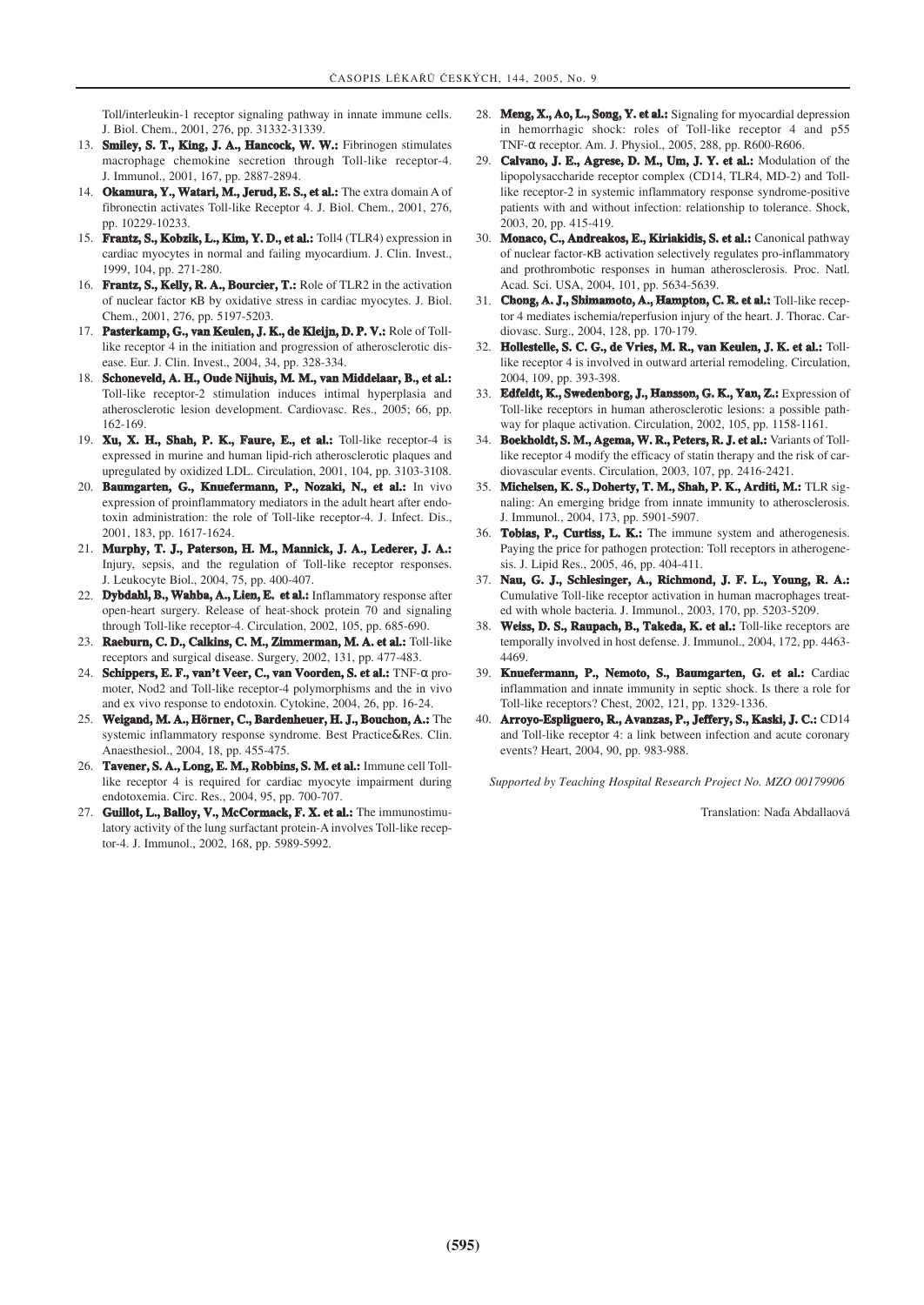Toll/interleukin-1 receptor signaling pathway in innate immune cells. J. Biol. Chem., 2001, 276, pp. 31332-31339.

13. **Smiley, S. T., King, J. A., Hancock, W. W.:** Fibrinogen stimulates macrophage chemokine secretion through Toll-like receptor-4. J. Immunol., 2001, 167, pp. 2887-2894.
14. **Okamura, Y., Watari, M., Jerud, E. S., et al.:** The extra domain A of fibronectin activates Toll-like Receptor 4. J. Biol. Chem., 2001, 276, pp. 10229-10233.
15. **Frantz, S., Kobzik, L., Kim, Y. D., et al.:** Toll4 (TLR4) expression in cardiac myocytes in normal and failing myocardium. J. Clin. Invest., 1999, 104, pp. 271-280.
16. **Frantz, S., Kelly, R. A., Bourcier, T.:** Role of TLR2 in the activation of nuclear factor κB by oxidative stress in cardiac myocytes. J. Biol. Chem., 2001, 276, pp. 5197-5203.
17. **Pasterkamp, G., van Keulen, J. K., de Kleijn, D. P. V.:** Role of Toll-like receptor 4 in the initiation and progression of atherosclerotic disease. Eur. J. Clin. Invest., 2004, 34, pp. 328-334.
18. **Schoneveld, A. H., Oude Nijhuis, M. M., van Middelaar, B., et al.:** Toll-like receptor-2 stimulation induces intimal hyperplasia and atherosclerotic lesion development. Cardiovasc. Res., 2005; 66, pp. 162-169.
19. **Xu, X. H., Shah, P. K., Faure, E., et al.:** Toll-like receptor-4 is expressed in murine and human lipid-rich atherosclerotic plaques and upregulated by oxidized LDL. Circulation, 2001, 104, pp. 3103-3108.
20. **Baumgarten, G., Knuefermann, P., Nozaki, N., et al.:** In vivo expression of proinflammatory mediators in the adult heart after endotoxin administration: the role of Toll-like receptor-4. J. Infect. Dis., 2001, 183, pp. 1617-1624.
21. **Murphy, T. J., Paterson, H. M., Mannick, J. A., Lederer, J. A.:** Injury, sepsis, and the regulation of Toll-like receptor responses. J. Leukocyte Biol., 2004, 75, pp. 400-407.
22. **Dybdahl, B., Wahba, A., Lien, E. et al.:** Inflammatory response after open-heart surgery. Release of heat-shock protein 70 and signaling through Toll-like receptor-4. Circulation, 2002, 105, pp. 685-690.
23. **Raeburn, C. D., Calkins, C. M., Zimmerman, M. A. et al.:** Toll-like receptors and surgical disease. Surgery, 2002, 131, pp. 477-483.
24. **Schippers, E. F., van't Veer, C., van Voorden, S. et al.:** TNF-α promoter, Nod2 and Toll-like receptor-4 polymorphisms and the in vivo and ex vivo response to endotoxin. Cytokine, 2004, 26, pp. 16-24.
25. **Weigand, M. A., Hörner, C., Bardenheuer, H. J., Bouchon, A.:** The systemic inflammatory response syndrome. Best Practice&Res. Clin. Anaesthesiol., 2004, 18, pp. 455-475.
26. **Tavener, S. A., Long, E. M., Robbins, S. M. et al.:** Immune cell Toll-like receptor 4 is required for cardiac myocyte impairment during endotoxemia. Circ. Res., 2004, 95, pp. 700-707.
27. **Guillot, L., Balloy, V., McCormack, F. X. et al.:** The immunostimulatory activity of the lung surfactant protein-A involves Toll-like receptor-4. J. Immunol., 2002, 168, pp. 5989-5992.
28. **Meng, X., Ao, L., Song, Y. et al.:** Signaling for myocardial depression in hemorrhagic shock: roles of Toll-like receptor 4 and p55 TNF-α receptor. Am. J. Physiol., 2005, 288, pp. R600-R606.
29. **Calvano, J. E., Agrese, D. M., Um, J. Y. et al.:** Modulation of the lipopolysaccharide receptor complex (CD14, TLR4, MD-2) and Toll-like receptor-2 in systemic inflammatory response syndrome-positive patients with and without infection: relationship to tolerance. Shock, 2003, 20, pp. 415-419.
30. **Monaco, C., Andreakos, E., Kiriakidis, S. et al.:** Canonical pathway of nuclear factor-κB activation selectively regulates pro-inflammatory and prothrombotic responses in human atherosclerosis. Proc. Natl. Acad. Sci. USA, 2004, 101, pp. 5634-5639.
31. **Chong, A. J., Shimamoto, A., Hampton, C. R. et al.:** Toll-like receptor 4 mediates ischemia/reperfusion injury of the heart. J. Thorac. Cardiovasc. Surg., 2004, 128, pp. 170-179.
32. **Hollestelle, S. C. G., de Vries, M. R., van Keulen, J. K. et al.:** Toll-like receptor 4 is involved in outward arterial remodeling. Circulation, 2004, 109, pp. 393-398.
33. **Edfeldt, K., Swedenborg, J., Hansson, G. K., Yan, Z.:** Expression of Toll-like receptors in human atherosclerotic lesions: a possible pathway for plaque activation. Circulation, 2002, 105, pp. 1158-1161.
34. **Boekholdt, S. M., Agema, W. R., Peters, R. J. et al.:** Variants of Toll-like receptor 4 modify the efficacy of statin therapy and the risk of cardiovascular events. Circulation, 2003, 107, pp. 2416-2421.
35. **Michelsen, K. S., Doherty, T. M., Shah, P. K., Arditi, M.:** TLR signaling: An emerging bridge from innate immunity to atherosclerosis. J. Immunol., 2004, 173, pp. 5901-5907.
36. **Tobias, P., Curtiss, L. K.:** The immune system and atherogenesis. Paying the price for pathogen protection: Toll receptors in atherogenesis. J. Lipid Res., 2005, 46, pp. 404-411.
37. **Nau, G. J., Schlesinger, A., Richmond, J. F. L., Young, R. A.:** Cumulative Toll-like receptor activation in human macrophages treated with whole bacteria. J. Immunol., 2003, 170, pp. 5203-5209.
38. **Weiss, D. S., Raupach, B., Takeda, K. et al.:** Toll-like receptors are temporally involved in host defense. J. Immunol., 2004, 172, pp. 4463-4469.
39. **Knuefermann, P., Nemoto, S., Baumgarten, G. et al.:** Cardiac inflammation and innate immunity in septic shock. Is there a role for Toll-like receptors? Chest, 2002, 121, pp. 1329-1336.
40. **Arroyo-Espliguero, R., Avanzas, P., Jeffery, S., Kaski, J. C.:** CD14 and Toll-like receptor 4: a link between infection and acute coronary events? Heart, 2004, 90, pp. 983-988.

*Supported by Teaching Hospital Research Project No. MZO 00179906*

Translation: Naďa Abdallaová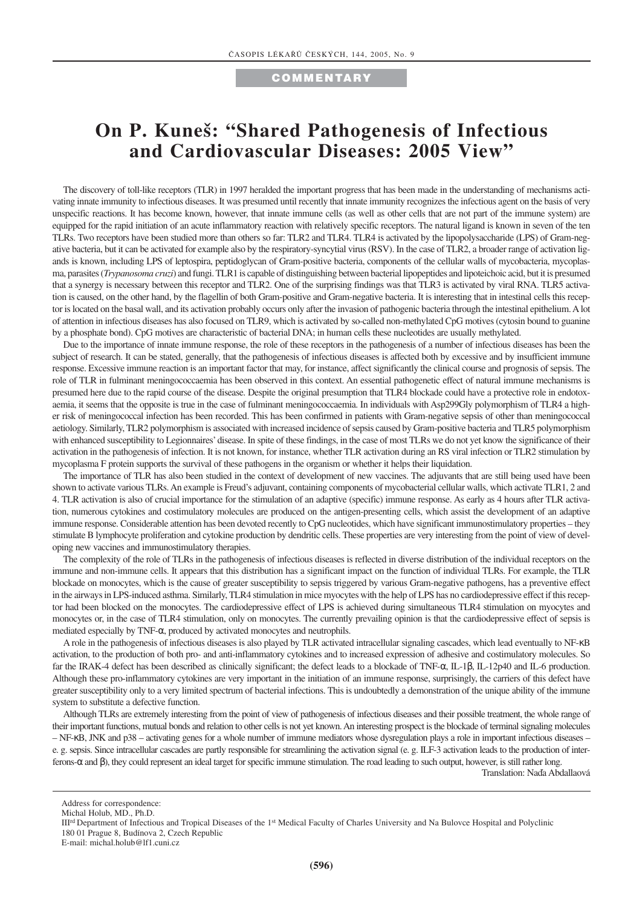**COMMENTARY**

# On P. Kuneš: "Shared Pathogenesis of Infectious and Cardiovascular Diseases: 2005 View"

The discovery of toll-like receptors (TLR) in 1997 heralded the important progress that has been made in the understanding of mechanisms activating innate immunity to infectious diseases. It was presumed until recently that innate immunity recognizes the infectious agent on the basis of very unspecific reactions. It has become known, however, that innate immune cells (as well as other cells that are not part of the immune system) are equipped for the rapid initiation of an acute inflammatory reaction with relatively specific receptors. The natural ligand is known in seven of the ten TLRs. Two receptors have been studied more than others so far: TLR2 and TLR4. TLR4 is activated by the lipopolysaccharide (LPS) of Gram-negative bacteria, but it can be activated for example also by the respiratory-syncytial virus (RSV). In the case of TLR2, a broader range of activation ligands is known, including LPS of leptospira, peptidoglycan of Gram-positive bacteria, components of the cellular walls of mycobacteria, mycoplasma, parasites (*Trypanosoma cruzi*) and fungi. TLR1 is capable of distinguishing between bacterial lipopeptides and lipoteichoic acid, but it is presumed that a synergy is necessary between this receptor and TLR2. One of the surprising findings was that TLR3 is activated by viral RNA. TLR5 activation is caused, on the other hand, by the flagellin of both Gram-positive and Gram-negative bacteria. It is interesting that in intestinal cells this receptor is located on the basal wall, and its activation probably occurs only after the invasion of pathogenic bacteria through the intestinal epithelium. A lot of attention in infectious diseases has also focused on TLR9, which is activated by so-called non-methylated CpG motives (cytosin bound to guanine by a phosphate bond). CpG motives are characteristic of bacterial DNA; in human cells these nucleotides are usually methylated.

Due to the importance of innate immune response, the role of these receptors in the pathogenesis of a number of infectious diseases has been the subject of research. It can be stated, generally, that the pathogenesis of infectious diseases is affected both by excessive and by insufficient immune response. Excessive immune reaction is an important factor that may, for instance, affect significantly the clinical course and prognosis of sepsis. The role of TLR in fulminant meningococcaemia has been observed in this context. An essential pathogenetic effect of natural immune mechanisms is presumed here due to the rapid course of the disease. Despite the original presumption that TLR4 blockade could have a protective role in endotoxaemia, it seems that the opposite is true in the case of fulminant meningococcaemia. In individuals with Asp299Gly polymorphism of TLR4 a higher risk of meningococcal infection has been recorded. This has been confirmed in patients with Gram-negative sepsis of other than meningococcal aetiology. Similarly, TLR2 polymorphism is associated with increased incidence of sepsis caused by Gram-positive bacteria and TLR5 polymorphism with enhanced susceptibility to Legionnaires' disease. In spite of these findings, in the case of most TLRs we do not yet know the significance of their activation in the pathogenesis of infection. It is not known, for instance, whether TLR activation during an RS viral infection or TLR2 stimulation by mycoplasma F protein supports the survival of these pathogens in the organism or whether it helps their liquidation.

The importance of TLR has also been studied in the context of development of new vaccines. The adjuvants that are still being used have been shown to activate various TLRs. An example is Freud's adjuvant, containing components of mycobacterial cellular walls, which activate TLR1, 2 and 4. TLR activation is also of crucial importance for the stimulation of an adaptive (specific) immune response. As early as 4 hours after TLR activation, numerous cytokines and costimulatory molecules are produced on the antigen-presenting cells, which assist the development of an adaptive immune response. Considerable attention has been devoted recently to CpG nucleotides, which have significant immunostimulatory properties – they stimulate B lymphocyte proliferation and cytokine production by dendritic cells. These properties are very interesting from the point of view of developing new vaccines and immunostimulatory therapies.

The complexity of the role of TLRs in the pathogenesis of infectious diseases is reflected in diverse distribution of the individual receptors on the immune and non-immune cells. It appears that this distribution has a significant impact on the function of individual TLRs. For example, the TLR blockade on monocytes, which is the cause of greater susceptibility to sepsis triggered by various Gram-negative pathogens, has a preventive effect in the airways in LPS-induced asthma. Similarly, TLR4 stimulation in mice myocytes with the help of LPS has no cardiodepressive effect if this receptor had been blocked on the monocytes. The cardiodepressive effect of LPS is achieved during simultaneous TLR4 stimulation on myocytes and monocytes or, in the case of TLR4 stimulation, only on monocytes. The currently prevailing opinion is that the cardiodepressive effect of sepsis is mediated especially by TNF-α, produced by activated monocytes and neutrophils.

A role in the pathogenesis of infectious diseases is also played by TLR activated intracellular signaling cascades, which lead eventually to NF-κB activation, to the production of both pro- and anti-inflammatory cytokines and to increased expression of adhesive and costimulatory molecules. So far the IRAK-4 defect has been described as clinically significant; the defect leads to a blockade of TNF-α, IL-1β, IL-12p40 and IL-6 production. Although these pro-inflammatory cytokines are very important in the initiation of an immune response, surprisingly, the carriers of this defect have greater susceptibility only to a very limited spectrum of bacterial infections. This is undoubtedly a demonstration of the unique ability of the immune system to substitute a defective function.

Although TLRs are extremely interesting from the point of view of pathogenesis of infectious diseases and their possible treatment, the whole range of their important functions, mutual bonds and relation to other cells is not yet known. An interesting prospect is the blockade of terminal signaling molecules – NF-κB, JNK and p38 – activating genes for a whole number of immune mediators whose dysregulation plays a role in important infectious diseases – e. g. sepsis. Since intracellular cascades are partly responsible for streamlining the activation signal (e. g. ILF-3 activation leads to the production of interferons-α and β), they could represent an ideal target for specific immune stimulation. The road leading to such output, however, is still rather long.

Translation: Naďa Abdallaová

Address for correspondence:
Michal Holub, MD., Ph.D.
III[rd] Department of Infectious and Tropical Diseases of the 1[st] Medical Faculty of Charles University and Na Bulovce Hospital and Polyclinic
180 01 Prague 8, Budínova 2, Czech Republic
E-mail: michal.holub@lf1.cuni.cz